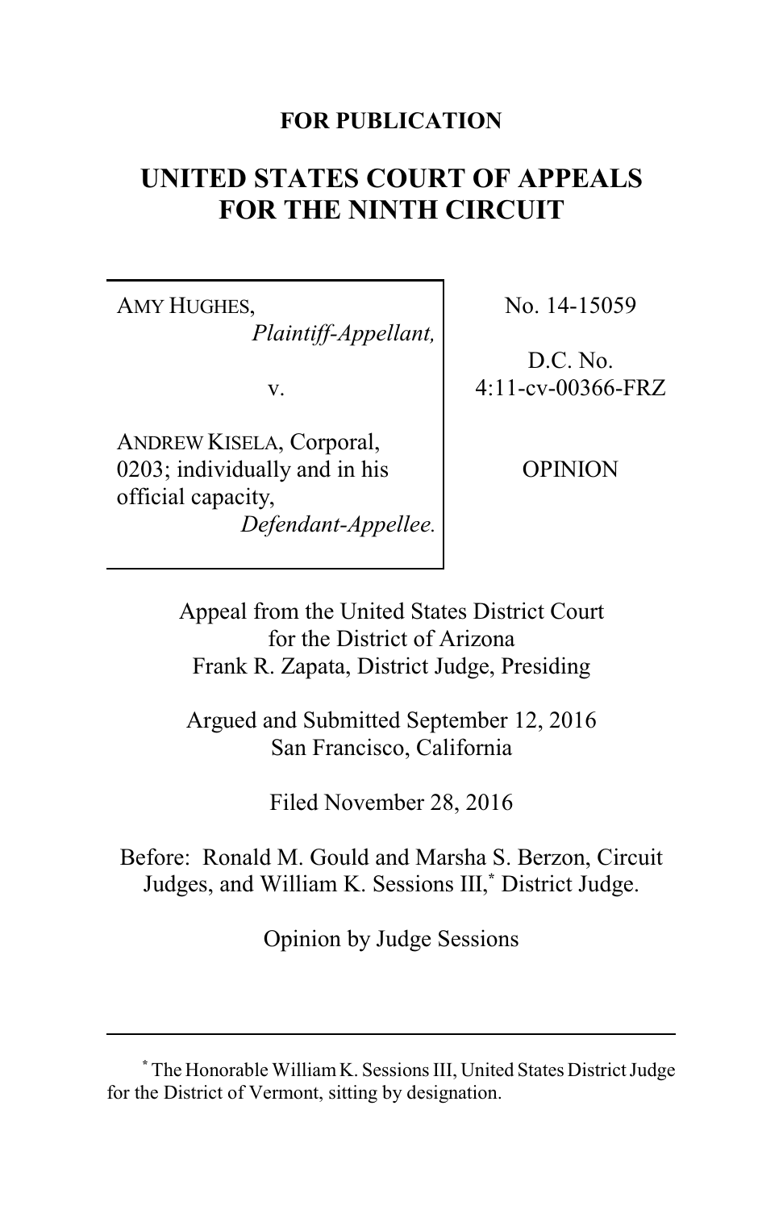**FOR PUBLICATION**

# UNITED STATES COURT OF APPEALS FOR THE NINTH CIRCUIT

| | |
|---|---|
| AMY HUGHES, *Plaintiff-Appellant,* v. ANDREW KISELA, Corporal, 0203; individually and in his official capacity, *Defendant-Appellee.* | No. 14-15059 D.C. No. 4:11-cv-00366-FRZ OPINION |

Appeal from the United States District Court for the District of Arizona
Frank R. Zapata, District Judge, Presiding

Argued and Submitted September 12, 2016
San Francisco, California

Filed November 28, 2016

Before: Ronald M. Gould and Marsha S. Berzon, Circuit Judges, and William K. Sessions III,* District Judge.

Opinion by Judge Sessions

---

\* The Honorable William K. Sessions III, United States District Judge for the District of Vermont, sitting by designation.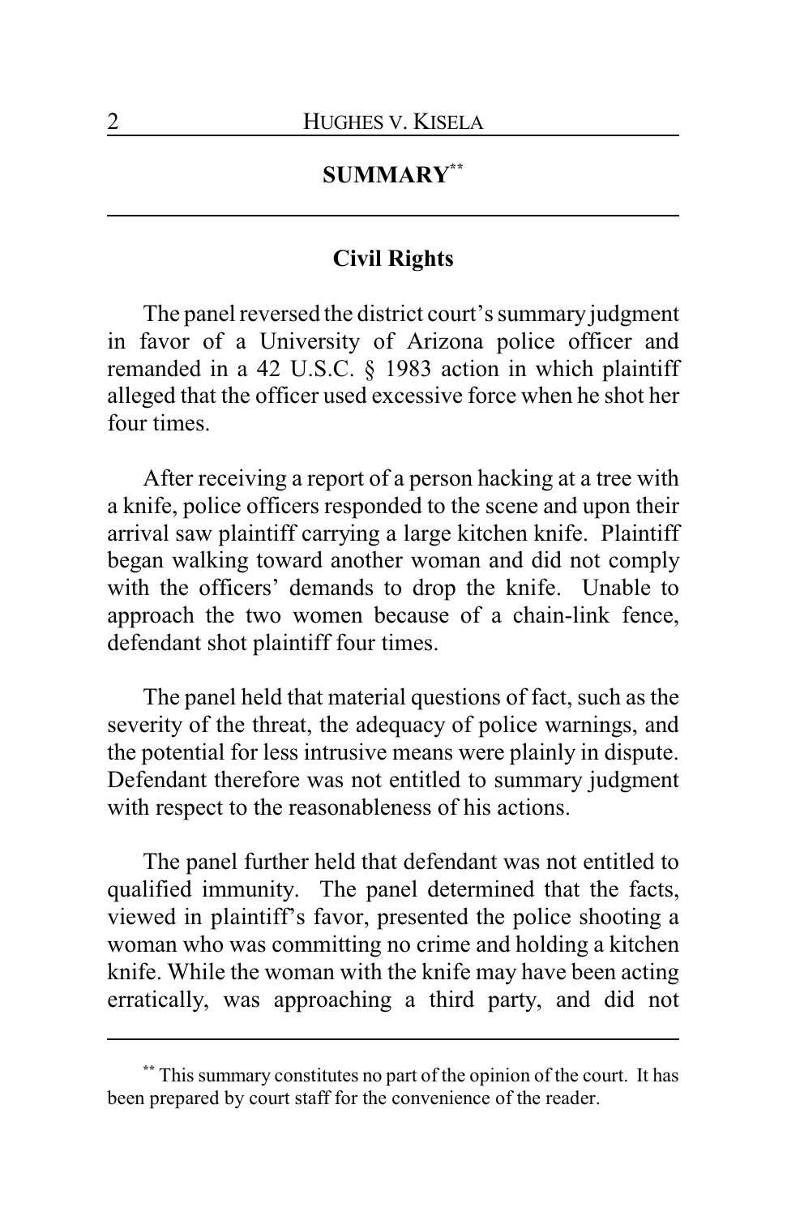## SUMMARY[**]

### Civil Rights

The panel reversed the district court's summary judgment in favor of a University of Arizona police officer and remanded in a 42 U.S.C. § 1983 action in which plaintiff alleged that the officer used excessive force when he shot her four times.

After receiving a report of a person hacking at a tree with a knife, police officers responded to the scene and upon their arrival saw plaintiff carrying a large kitchen knife. Plaintiff began walking toward another woman and did not comply with the officers' demands to drop the knife. Unable to approach the two women because of a chain-link fence, defendant shot plaintiff four times.

The panel held that material questions of fact, such as the severity of the threat, the adequacy of police warnings, and the potential for less intrusive means were plainly in dispute. Defendant therefore was not entitled to summary judgment with respect to the reasonableness of his actions.

The panel further held that defendant was not entitled to qualified immunity. The panel determined that the facts, viewed in plaintiff's favor, presented the police shooting a woman who was committing no crime and holding a kitchen knife. While the woman with the knife may have been acting erratically, was approaching a third party, and did not

---

[**] This summary constitutes no part of the opinion of the court. It has been prepared by court staff for the convenience of the reader.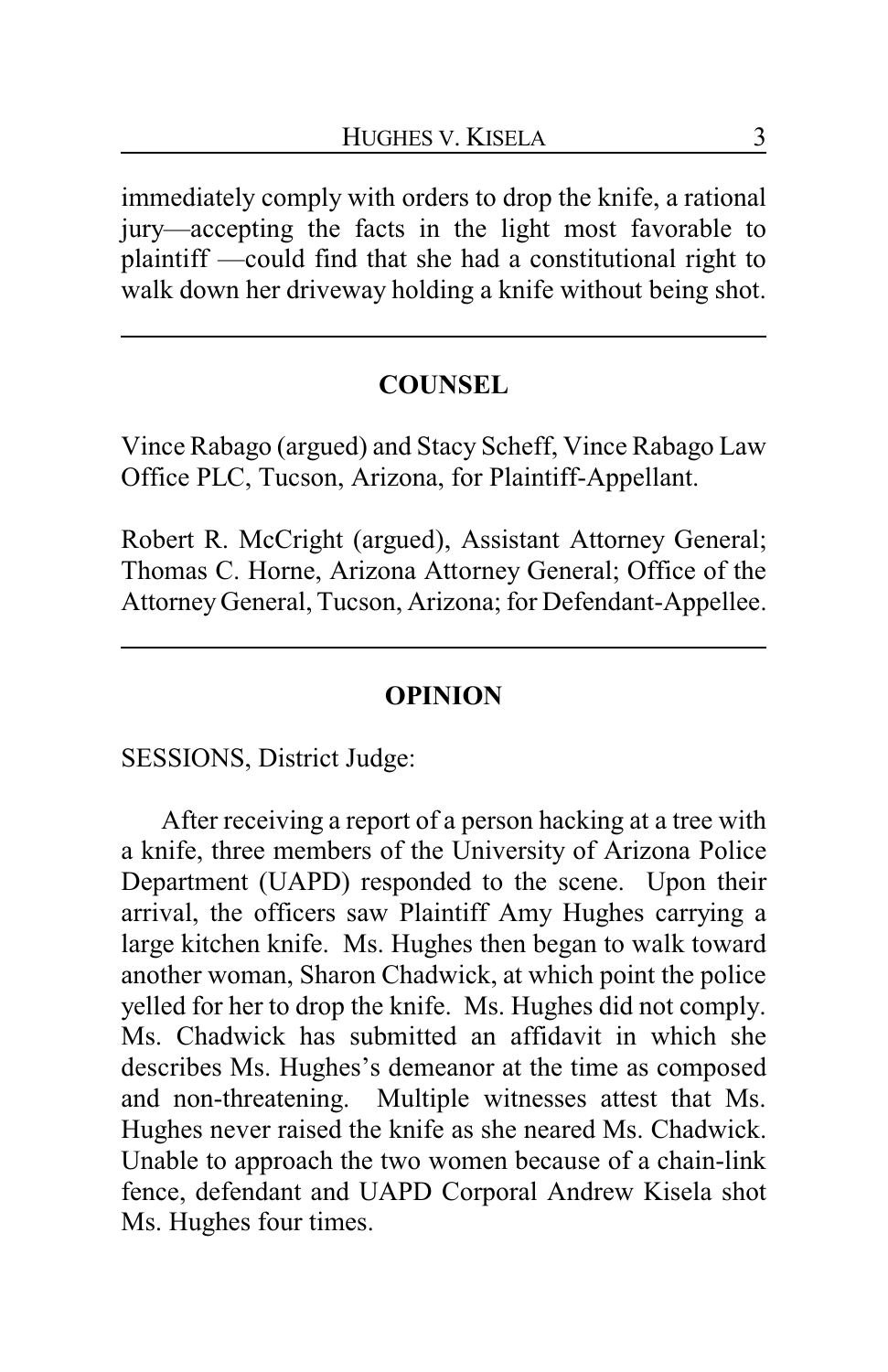immediately comply with orders to drop the knife, a rational jury—accepting the facts in the light most favorable to plaintiff —could find that she had a constitutional right to walk down her driveway holding a knife without being shot.

---

## COUNSEL

Vince Rabago (argued) and Stacy Scheff, Vince Rabago Law Office PLC, Tucson, Arizona, for Plaintiff-Appellant.

Robert R. McCright (argued), Assistant Attorney General; Thomas C. Horne, Arizona Attorney General; Office of the Attorney General, Tucson, Arizona; for Defendant-Appellee.

---

## OPINION

SESSIONS, District Judge:

After receiving a report of a person hacking at a tree with a knife, three members of the University of Arizona Police Department (UAPD) responded to the scene. Upon their arrival, the officers saw Plaintiff Amy Hughes carrying a large kitchen knife. Ms. Hughes then began to walk toward another woman, Sharon Chadwick, at which point the police yelled for her to drop the knife. Ms. Hughes did not comply. Ms. Chadwick has submitted an affidavit in which she describes Ms. Hughes's demeanor at the time as composed and non-threatening. Multiple witnesses attest that Ms. Hughes never raised the knife as she neared Ms. Chadwick. Unable to approach the two women because of a chain-link fence, defendant and UAPD Corporal Andrew Kisela shot Ms. Hughes four times.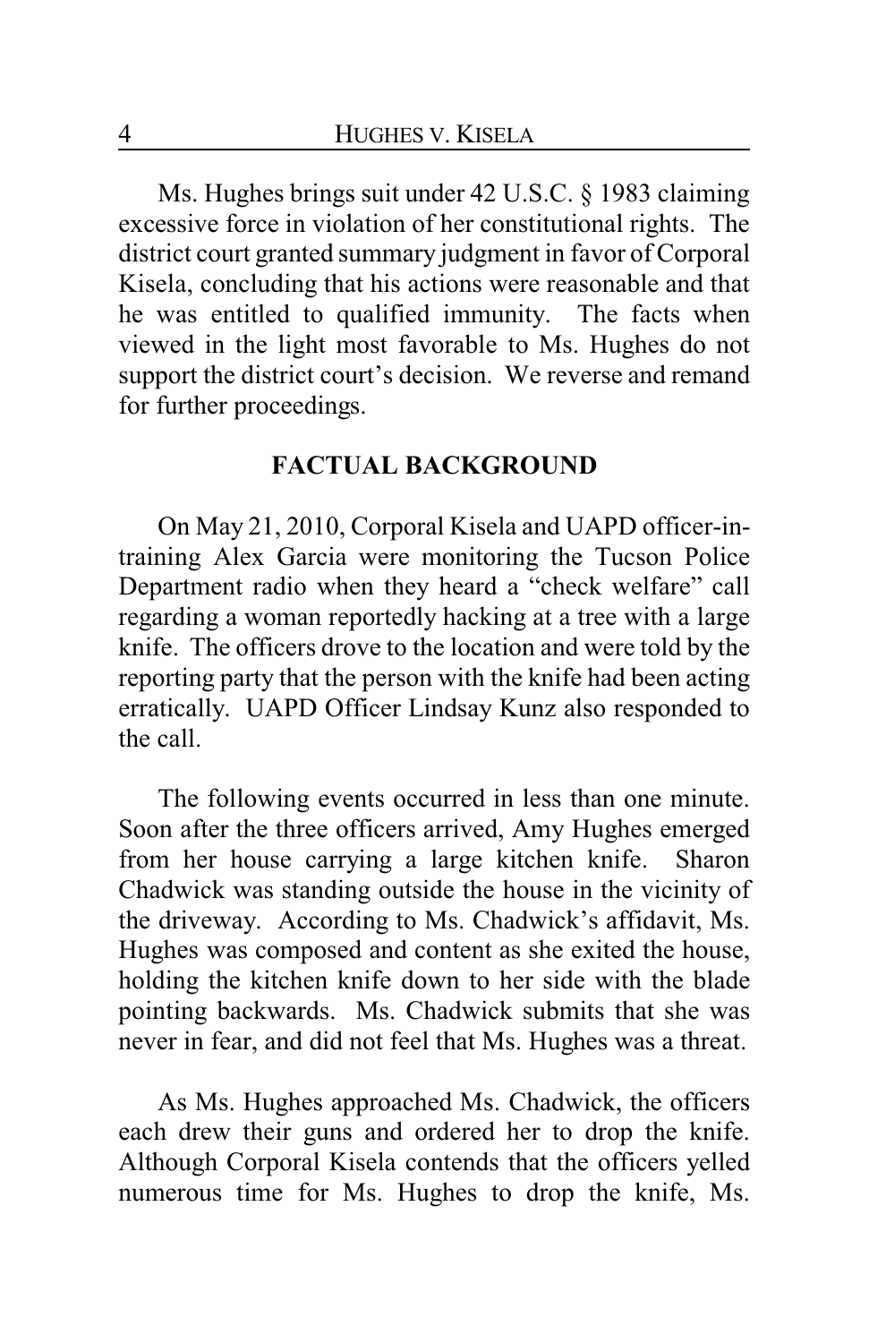Ms. Hughes brings suit under 42 U.S.C. § 1983 claiming excessive force in violation of her constitutional rights. The district court granted summary judgment in favor of Corporal Kisela, concluding that his actions were reasonable and that he was entitled to qualified immunity. The facts when viewed in the light most favorable to Ms. Hughes do not support the district court's decision. We reverse and remand for further proceedings.

## FACTUAL BACKGROUND

On May 21, 2010, Corporal Kisela and UAPD officer-in-training Alex Garcia were monitoring the Tucson Police Department radio when they heard a "check welfare" call regarding a woman reportedly hacking at a tree with a large knife. The officers drove to the location and were told by the reporting party that the person with the knife had been acting erratically. UAPD Officer Lindsay Kunz also responded to the call.

The following events occurred in less than one minute. Soon after the three officers arrived, Amy Hughes emerged from her house carrying a large kitchen knife. Sharon Chadwick was standing outside the house in the vicinity of the driveway. According to Ms. Chadwick's affidavit, Ms. Hughes was composed and content as she exited the house, holding the kitchen knife down to her side with the blade pointing backwards. Ms. Chadwick submits that she was never in fear, and did not feel that Ms. Hughes was a threat.

As Ms. Hughes approached Ms. Chadwick, the officers each drew their guns and ordered her to drop the knife. Although Corporal Kisela contends that the officers yelled numerous time for Ms. Hughes to drop the knife, Ms.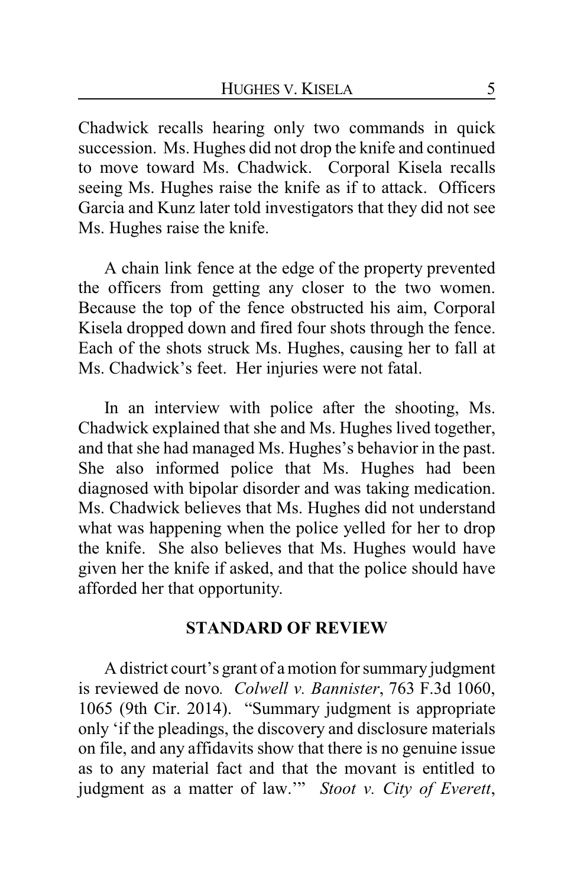Chadwick recalls hearing only two commands in quick succession. Ms. Hughes did not drop the knife and continued to move toward Ms. Chadwick. Corporal Kisela recalls seeing Ms. Hughes raise the knife as if to attack. Officers Garcia and Kunz later told investigators that they did not see Ms. Hughes raise the knife.

A chain link fence at the edge of the property prevented the officers from getting any closer to the two women. Because the top of the fence obstructed his aim, Corporal Kisela dropped down and fired four shots through the fence. Each of the shots struck Ms. Hughes, causing her to fall at Ms. Chadwick's feet. Her injuries were not fatal.

In an interview with police after the shooting, Ms. Chadwick explained that she and Ms. Hughes lived together, and that she had managed Ms. Hughes's behavior in the past. She also informed police that Ms. Hughes had been diagnosed with bipolar disorder and was taking medication. Ms. Chadwick believes that Ms. Hughes did not understand what was happening when the police yelled for her to drop the knife. She also believes that Ms. Hughes would have given her the knife if asked, and that the police should have afforded her that opportunity.

**STANDARD OF REVIEW**

A district court's grant of a motion for summary judgment is reviewed de novo. *Colwell v. Bannister*, 763 F.3d 1060, 1065 (9th Cir. 2014). "Summary judgment is appropriate only 'if the pleadings, the discovery and disclosure materials on file, and any affidavits show that there is no genuine issue as to any material fact and that the movant is entitled to judgment as a matter of law.'" *Stoot v. City of Everett*,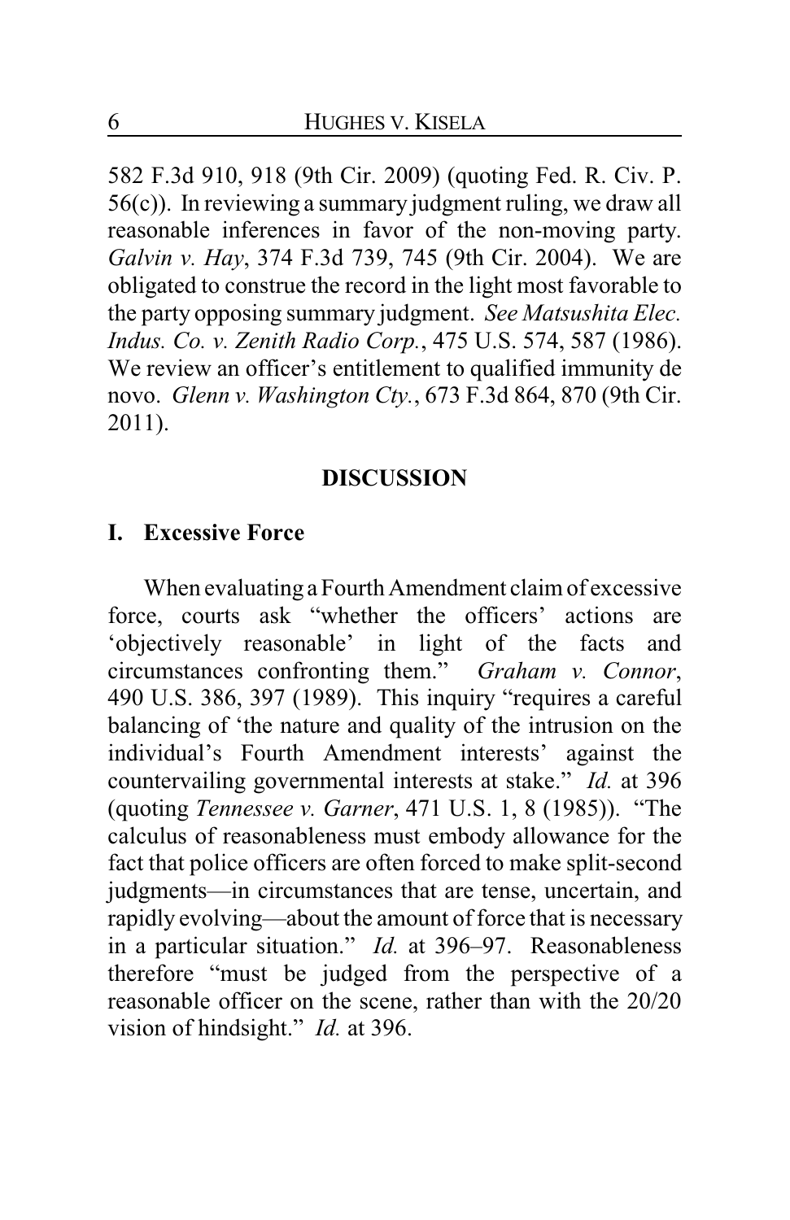582 F.3d 910, 918 (9th Cir. 2009) (quoting Fed. R. Civ. P. 56(c)). In reviewing a summary judgment ruling, we draw all reasonable inferences in favor of the non-moving party. *Galvin v. Hay*, 374 F.3d 739, 745 (9th Cir. 2004). We are obligated to construe the record in the light most favorable to the party opposing summary judgment. *See Matsushita Elec. Indus. Co. v. Zenith Radio Corp.*, 475 U.S. 574, 587 (1986). We review an officer's entitlement to qualified immunity de novo. *Glenn v. Washington Cty.*, 673 F.3d 864, 870 (9th Cir. 2011).

## DISCUSSION

### I. Excessive Force

When evaluating a Fourth Amendment claim of excessive force, courts ask "whether the officers' actions are 'objectively reasonable' in light of the facts and circumstances confronting them." *Graham v. Connor*, 490 U.S. 386, 397 (1989). This inquiry "requires a careful balancing of 'the nature and quality of the intrusion on the individual's Fourth Amendment interests' against the countervailing governmental interests at stake." *Id.* at 396 (quoting *Tennessee v. Garner*, 471 U.S. 1, 8 (1985)). "The calculus of reasonableness must embody allowance for the fact that police officers are often forced to make split-second judgments—in circumstances that are tense, uncertain, and rapidly evolving—about the amount of force that is necessary in a particular situation." *Id.* at 396–97. Reasonableness therefore "must be judged from the perspective of a reasonable officer on the scene, rather than with the 20/20 vision of hindsight." *Id.* at 396.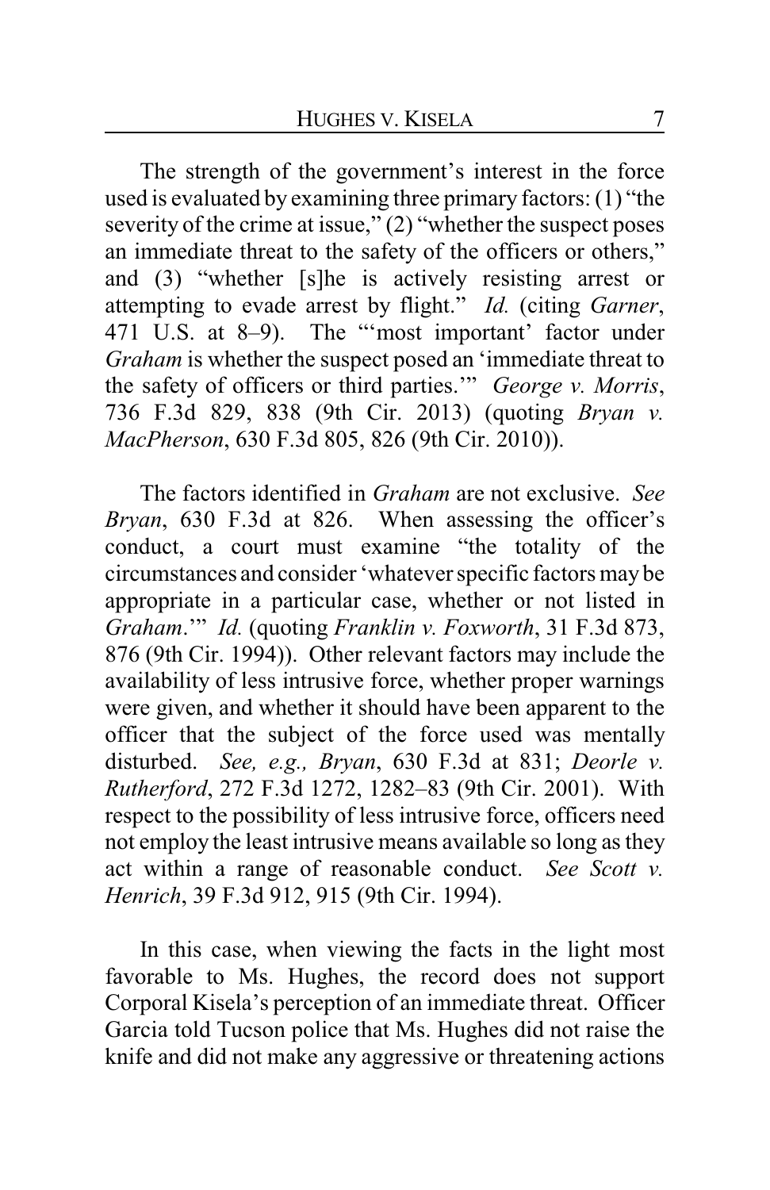The strength of the government's interest in the force used is evaluated by examining three primary factors: (1) "the severity of the crime at issue," (2) "whether the suspect poses an immediate threat to the safety of the officers or others," and (3) "whether [s]he is actively resisting arrest or attempting to evade arrest by flight." *Id.* (citing *Garner*, 471 U.S. at 8–9). The "'most important' factor under *Graham* is whether the suspect posed an 'immediate threat to the safety of officers or third parties.'" *George v. Morris*, 736 F.3d 829, 838 (9th Cir. 2013) (quoting *Bryan v. MacPherson*, 630 F.3d 805, 826 (9th Cir. 2010)).

The factors identified in *Graham* are not exclusive. *See Bryan*, 630 F.3d at 826. When assessing the officer's conduct, a court must examine "the totality of the circumstances and consider 'whatever specific factors may be appropriate in a particular case, whether or not listed in *Graham*.'" *Id.* (quoting *Franklin v. Foxworth*, 31 F.3d 873, 876 (9th Cir. 1994)). Other relevant factors may include the availability of less intrusive force, whether proper warnings were given, and whether it should have been apparent to the officer that the subject of the force used was mentally disturbed. *See, e.g., Bryan*, 630 F.3d at 831; *Deorle v. Rutherford*, 272 F.3d 1272, 1282–83 (9th Cir. 2001). With respect to the possibility of less intrusive force, officers need not employ the least intrusive means available so long as they act within a range of reasonable conduct. *See Scott v. Henrich*, 39 F.3d 912, 915 (9th Cir. 1994).

In this case, when viewing the facts in the light most favorable to Ms. Hughes, the record does not support Corporal Kisela's perception of an immediate threat. Officer Garcia told Tucson police that Ms. Hughes did not raise the knife and did not make any aggressive or threatening actions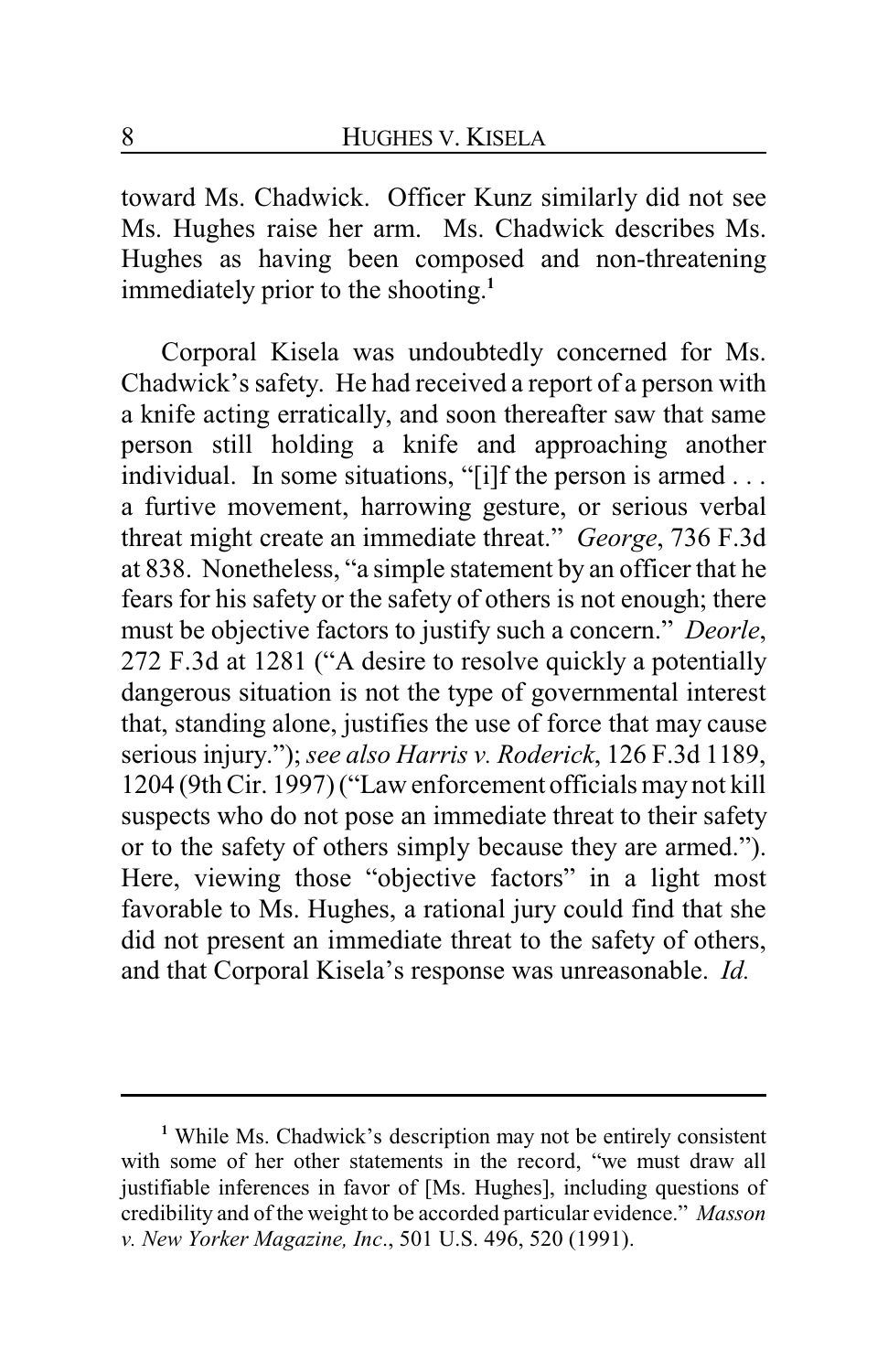toward Ms. Chadwick. Officer Kunz similarly did not see Ms. Hughes raise her arm. Ms. Chadwick describes Ms. Hughes as having been composed and non-threatening immediately prior to the shooting.[1]

Corporal Kisela was undoubtedly concerned for Ms. Chadwick's safety. He had received a report of a person with a knife acting erratically, and soon thereafter saw that same person still holding a knife and approaching another individual. In some situations, "[i]f the person is armed . . . a furtive movement, harrowing gesture, or serious verbal threat might create an immediate threat." *George*, 736 F.3d at 838. Nonetheless, "a simple statement by an officer that he fears for his safety or the safety of others is not enough; there must be objective factors to justify such a concern." *Deorle*, 272 F.3d at 1281 ("A desire to resolve quickly a potentially dangerous situation is not the type of governmental interest that, standing alone, justifies the use of force that may cause serious injury."); *see also Harris v. Roderick*, 126 F.3d 1189, 1204 (9th Cir. 1997) ("Law enforcement officials may not kill suspects who do not pose an immediate threat to their safety or to the safety of others simply because they are armed."). Here, viewing those "objective factors" in a light most favorable to Ms. Hughes, a rational jury could find that she did not present an immediate threat to the safety of others, and that Corporal Kisela's response was unreasonable. *Id.*

---

[1] While Ms. Chadwick's description may not be entirely consistent with some of her other statements in the record, "we must draw all justifiable inferences in favor of [Ms. Hughes], including questions of credibility and of the weight to be accorded particular evidence." *Masson v. New Yorker Magazine, Inc*., 501 U.S. 496, 520 (1991).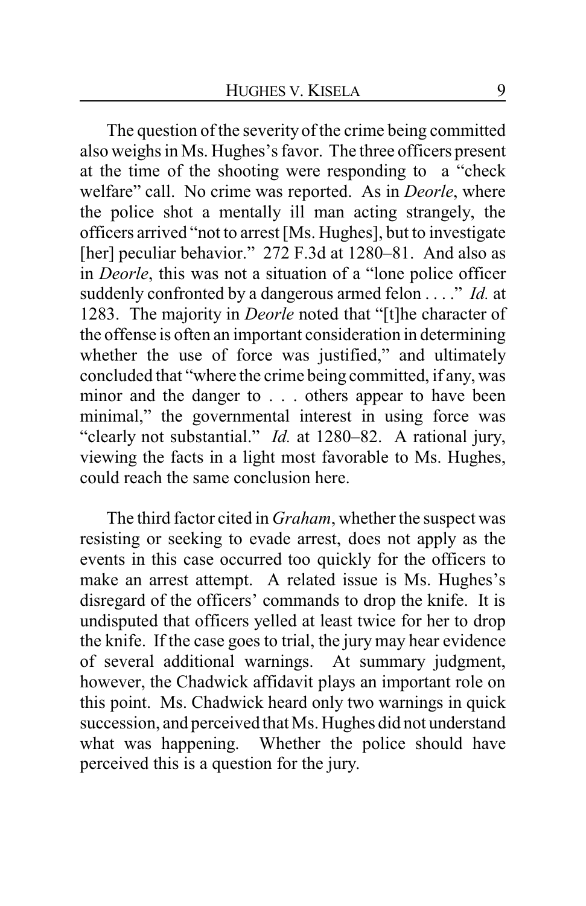The question of the severity of the crime being committed also weighs in Ms. Hughes's favor. The three officers present at the time of the shooting were responding to a "check welfare" call. No crime was reported. As in *Deorle*, where the police shot a mentally ill man acting strangely, the officers arrived "not to arrest [Ms. Hughes], but to investigate [her] peculiar behavior." 272 F.3d at 1280–81. And also as in *Deorle*, this was not a situation of a "lone police officer suddenly confronted by a dangerous armed felon . . . ." *Id.* at 1283. The majority in *Deorle* noted that "[t]he character of the offense is often an important consideration in determining whether the use of force was justified," and ultimately concluded that "where the crime being committed, if any, was minor and the danger to . . . others appear to have been minimal," the governmental interest in using force was "clearly not substantial." *Id.* at 1280–82. A rational jury, viewing the facts in a light most favorable to Ms. Hughes, could reach the same conclusion here.

The third factor cited in *Graham*, whether the suspect was resisting or seeking to evade arrest, does not apply as the events in this case occurred too quickly for the officers to make an arrest attempt. A related issue is Ms. Hughes's disregard of the officers' commands to drop the knife. It is undisputed that officers yelled at least twice for her to drop the knife. If the case goes to trial, the jury may hear evidence of several additional warnings. At summary judgment, however, the Chadwick affidavit plays an important role on this point. Ms. Chadwick heard only two warnings in quick succession, and perceived that Ms. Hughes did not understand what was happening. Whether the police should have perceived this is a question for the jury.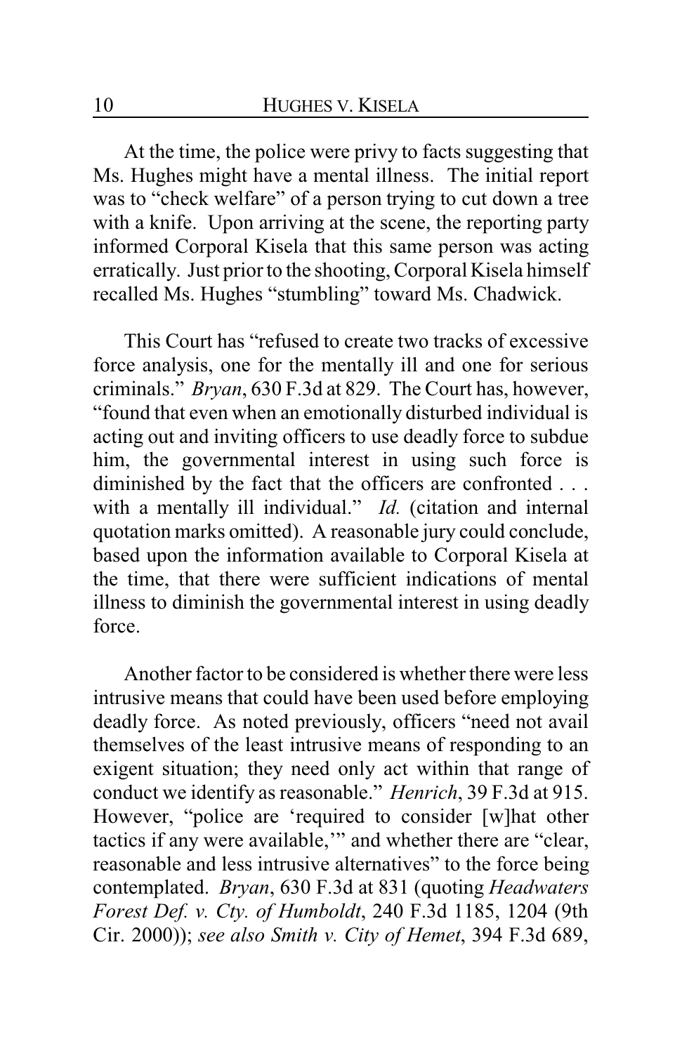At the time, the police were privy to facts suggesting that Ms. Hughes might have a mental illness. The initial report was to "check welfare" of a person trying to cut down a tree with a knife. Upon arriving at the scene, the reporting party informed Corporal Kisela that this same person was acting erratically. Just prior to the shooting, Corporal Kisela himself recalled Ms. Hughes "stumbling" toward Ms. Chadwick.

This Court has "refused to create two tracks of excessive force analysis, one for the mentally ill and one for serious criminals." *Bryan*, 630 F.3d at 829. The Court has, however, "found that even when an emotionally disturbed individual is acting out and inviting officers to use deadly force to subdue him, the governmental interest in using such force is diminished by the fact that the officers are confronted . . . with a mentally ill individual." *Id.* (citation and internal quotation marks omitted). A reasonable jury could conclude, based upon the information available to Corporal Kisela at the time, that there were sufficient indications of mental illness to diminish the governmental interest in using deadly force.

Another factor to be considered is whether there were less intrusive means that could have been used before employing deadly force. As noted previously, officers "need not avail themselves of the least intrusive means of responding to an exigent situation; they need only act within that range of conduct we identify as reasonable." *Henrich*, 39 F.3d at 915. However, "police are 'required to consider [w]hat other tactics if any were available,'" and whether there are "clear, reasonable and less intrusive alternatives" to the force being contemplated. *Bryan*, 630 F.3d at 831 (quoting *Headwaters Forest Def. v. Cty. of Humboldt*, 240 F.3d 1185, 1204 (9th Cir. 2000)); *see also Smith v. City of Hemet*, 394 F.3d 689,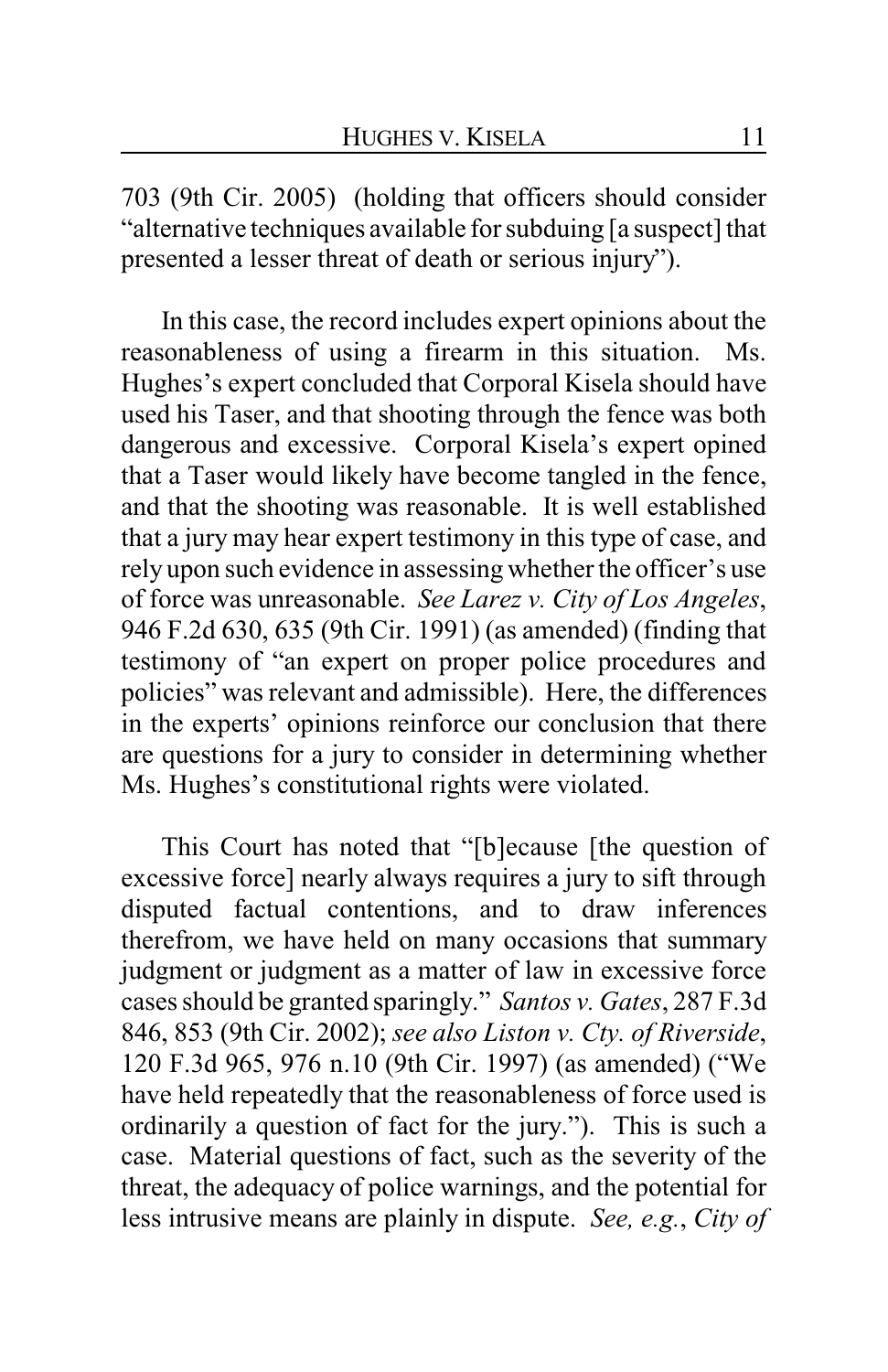703 (9th Cir. 2005) (holding that officers should consider "alternative techniques available for subduing [a suspect] that presented a lesser threat of death or serious injury").

In this case, the record includes expert opinions about the reasonableness of using a firearm in this situation. Ms. Hughes's expert concluded that Corporal Kisela should have used his Taser, and that shooting through the fence was both dangerous and excessive. Corporal Kisela's expert opined that a Taser would likely have become tangled in the fence, and that the shooting was reasonable. It is well established that a jury may hear expert testimony in this type of case, and rely upon such evidence in assessing whether the officer's use of force was unreasonable. *See Larez v. City of Los Angeles*, 946 F.2d 630, 635 (9th Cir. 1991) (as amended) (finding that testimony of "an expert on proper police procedures and policies" was relevant and admissible). Here, the differences in the experts' opinions reinforce our conclusion that there are questions for a jury to consider in determining whether Ms. Hughes's constitutional rights were violated.

This Court has noted that "[b]ecause [the question of excessive force] nearly always requires a jury to sift through disputed factual contentions, and to draw inferences therefrom, we have held on many occasions that summary judgment or judgment as a matter of law in excessive force cases should be granted sparingly." *Santos v. Gates*, 287 F.3d 846, 853 (9th Cir. 2002); *see also Liston v. Cty. of Riverside*, 120 F.3d 965, 976 n.10 (9th Cir. 1997) (as amended) ("We have held repeatedly that the reasonableness of force used is ordinarily a question of fact for the jury."). This is such a case. Material questions of fact, such as the severity of the threat, the adequacy of police warnings, and the potential for less intrusive means are plainly in dispute. *See, e.g.*, *City of*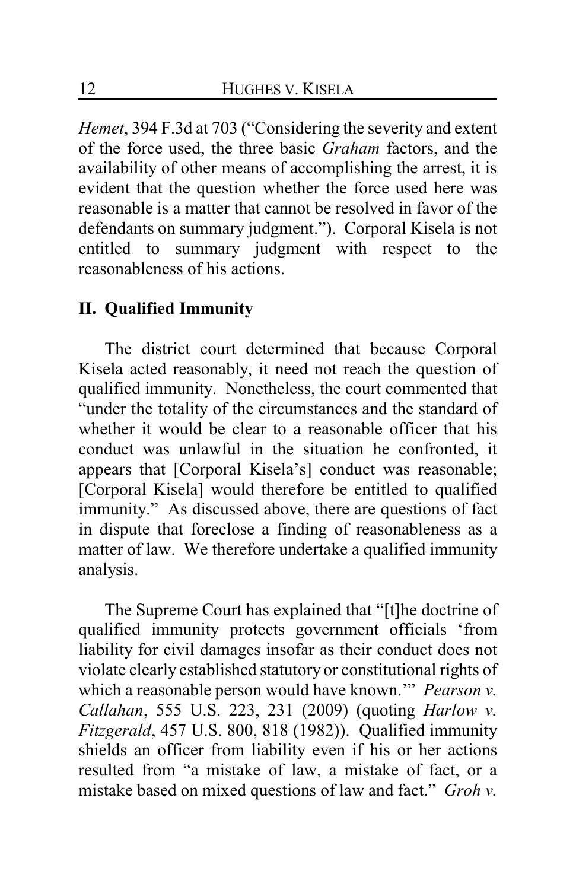*Hemet*, 394 F.3d at 703 ("Considering the severity and extent of the force used, the three basic *Graham* factors, and the availability of other means of accomplishing the arrest, it is evident that the question whether the force used here was reasonable is a matter that cannot be resolved in favor of the defendants on summary judgment."). Corporal Kisela is not entitled to summary judgment with respect to the reasonableness of his actions.

## II. Qualified Immunity

The district court determined that because Corporal Kisela acted reasonably, it need not reach the question of qualified immunity. Nonetheless, the court commented that "under the totality of the circumstances and the standard of whether it would be clear to a reasonable officer that his conduct was unlawful in the situation he confronted, it appears that [Corporal Kisela's] conduct was reasonable; [Corporal Kisela] would therefore be entitled to qualified immunity." As discussed above, there are questions of fact in dispute that foreclose a finding of reasonableness as a matter of law. We therefore undertake a qualified immunity analysis.

The Supreme Court has explained that "[t]he doctrine of qualified immunity protects government officials 'from liability for civil damages insofar as their conduct does not violate clearly established statutory or constitutional rights of which a reasonable person would have known.'" *Pearson v. Callahan*, 555 U.S. 223, 231 (2009) (quoting *Harlow v. Fitzgerald*, 457 U.S. 800, 818 (1982)). Qualified immunity shields an officer from liability even if his or her actions resulted from "a mistake of law, a mistake of fact, or a mistake based on mixed questions of law and fact." *Groh v.*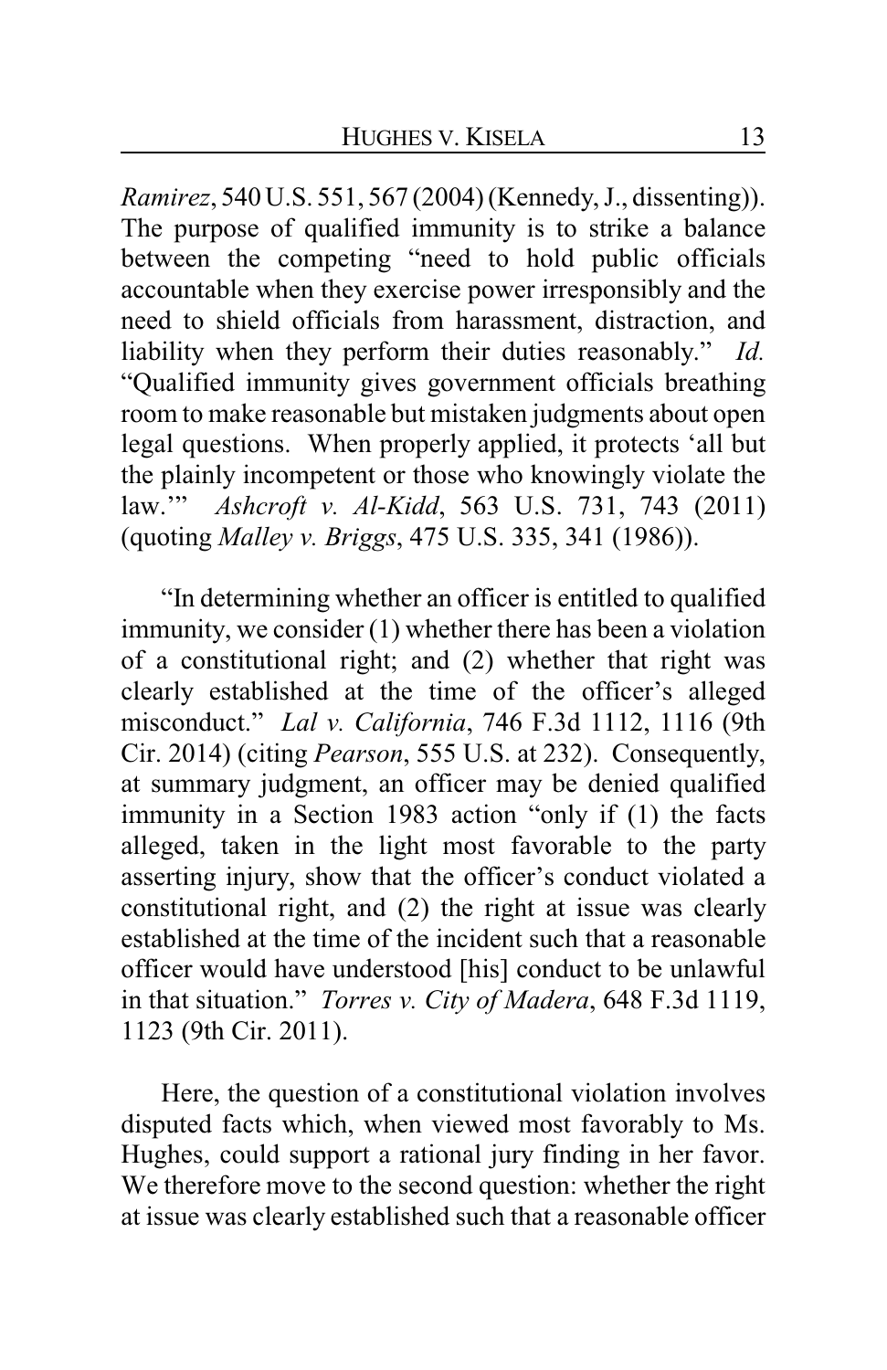*Ramirez*, 540 U.S. 551, 567 (2004) (Kennedy, J., dissenting)). The purpose of qualified immunity is to strike a balance between the competing "need to hold public officials accountable when they exercise power irresponsibly and the need to shield officials from harassment, distraction, and liability when they perform their duties reasonably." *Id.* "Qualified immunity gives government officials breathing room to make reasonable but mistaken judgments about open legal questions. When properly applied, it protects 'all but the plainly incompetent or those who knowingly violate the law.'" *Ashcroft v. Al-Kidd*, 563 U.S. 731, 743 (2011) (quoting *Malley v. Briggs*, 475 U.S. 335, 341 (1986)).

"In determining whether an officer is entitled to qualified immunity, we consider (1) whether there has been a violation of a constitutional right; and (2) whether that right was clearly established at the time of the officer's alleged misconduct." *Lal v. California*, 746 F.3d 1112, 1116 (9th Cir. 2014) (citing *Pearson*, 555 U.S. at 232). Consequently, at summary judgment, an officer may be denied qualified immunity in a Section 1983 action "only if (1) the facts alleged, taken in the light most favorable to the party asserting injury, show that the officer's conduct violated a constitutional right, and (2) the right at issue was clearly established at the time of the incident such that a reasonable officer would have understood [his] conduct to be unlawful in that situation." *Torres v. City of Madera*, 648 F.3d 1119, 1123 (9th Cir. 2011).

Here, the question of a constitutional violation involves disputed facts which, when viewed most favorably to Ms. Hughes, could support a rational jury finding in her favor. We therefore move to the second question: whether the right at issue was clearly established such that a reasonable officer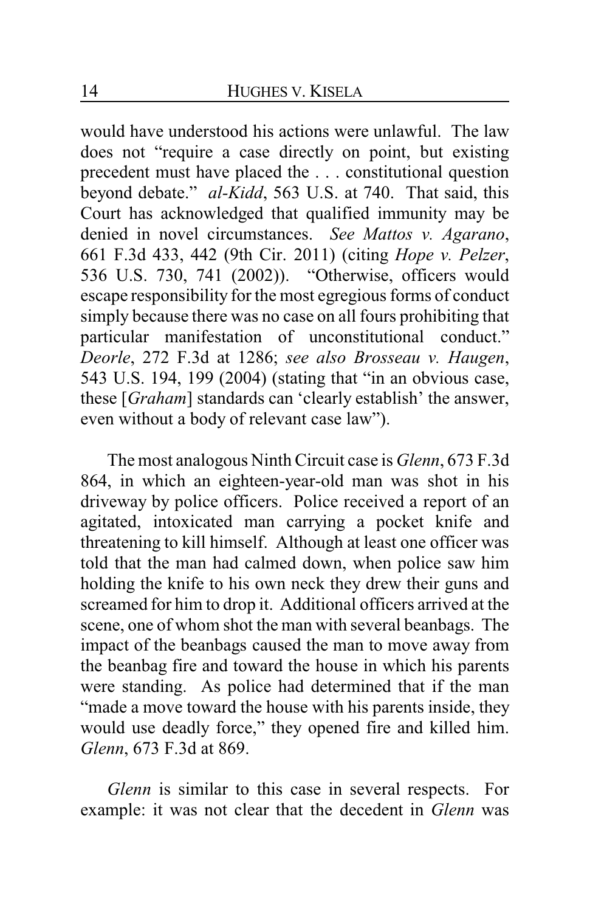would have understood his actions were unlawful. The law does not "require a case directly on point, but existing precedent must have placed the . . . constitutional question beyond debate." *al-Kidd*, 563 U.S. at 740. That said, this Court has acknowledged that qualified immunity may be denied in novel circumstances. *See Mattos v. Agarano*, 661 F.3d 433, 442 (9th Cir. 2011) (citing *Hope v. Pelzer*, 536 U.S. 730, 741 (2002)). "Otherwise, officers would escape responsibility for the most egregious forms of conduct simply because there was no case on all fours prohibiting that particular manifestation of unconstitutional conduct." *Deorle*, 272 F.3d at 1286; *see also Brosseau v. Haugen*, 543 U.S. 194, 199 (2004) (stating that "in an obvious case, these [*Graham*] standards can 'clearly establish' the answer, even without a body of relevant case law").

The most analogous Ninth Circuit case is *Glenn*, 673 F.3d 864, in which an eighteen-year-old man was shot in his driveway by police officers. Police received a report of an agitated, intoxicated man carrying a pocket knife and threatening to kill himself. Although at least one officer was told that the man had calmed down, when police saw him holding the knife to his own neck they drew their guns and screamed for him to drop it. Additional officers arrived at the scene, one of whom shot the man with several beanbags. The impact of the beanbags caused the man to move away from the beanbag fire and toward the house in which his parents were standing. As police had determined that if the man "made a move toward the house with his parents inside, they would use deadly force," they opened fire and killed him. *Glenn*, 673 F.3d at 869.

*Glenn* is similar to this case in several respects. For example: it was not clear that the decedent in *Glenn* was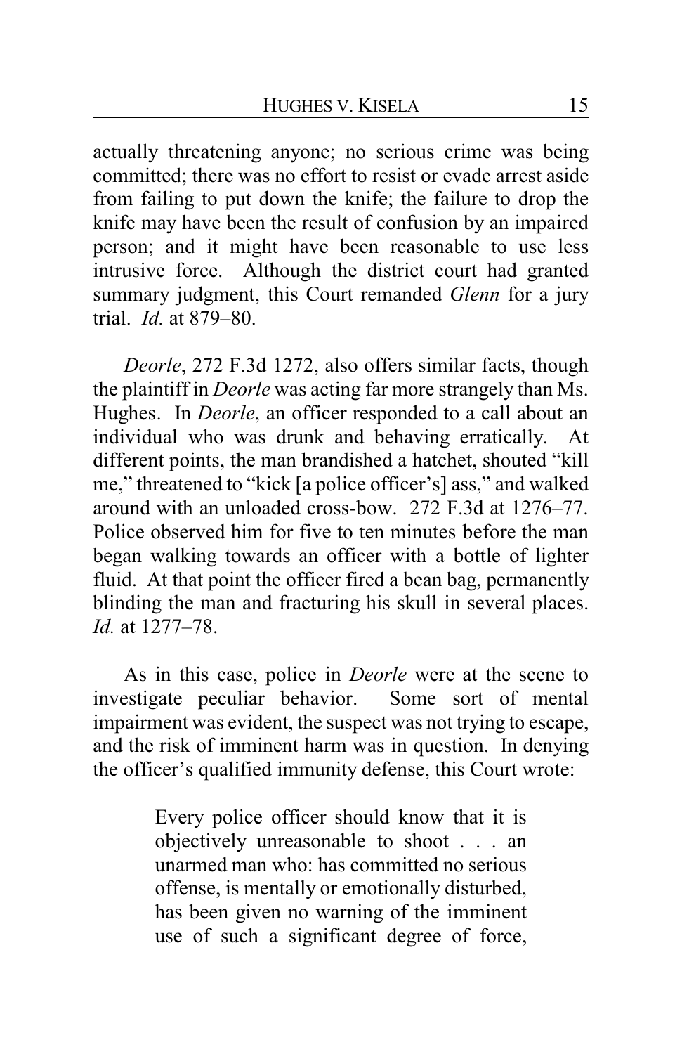actually threatening anyone; no serious crime was being committed; there was no effort to resist or evade arrest aside from failing to put down the knife; the failure to drop the knife may have been the result of confusion by an impaired person; and it might have been reasonable to use less intrusive force. Although the district court had granted summary judgment, this Court remanded *Glenn* for a jury trial. *Id.* at 879–80.

*Deorle*, 272 F.3d 1272, also offers similar facts, though the plaintiff in *Deorle* was acting far more strangely than Ms. Hughes. In *Deorle*, an officer responded to a call about an individual who was drunk and behaving erratically. At different points, the man brandished a hatchet, shouted "kill me," threatened to "kick [a police officer's] ass," and walked around with an unloaded cross-bow. 272 F.3d at 1276–77. Police observed him for five to ten minutes before the man began walking towards an officer with a bottle of lighter fluid. At that point the officer fired a bean bag, permanently blinding the man and fracturing his skull in several places. *Id.* at 1277–78.

As in this case, police in *Deorle* were at the scene to investigate peculiar behavior. Some sort of mental impairment was evident, the suspect was not trying to escape, and the risk of imminent harm was in question. In denying the officer's qualified immunity defense, this Court wrote:

> Every police officer should know that it is objectively unreasonable to shoot . . . an unarmed man who: has committed no serious offense, is mentally or emotionally disturbed, has been given no warning of the imminent use of such a significant degree of force,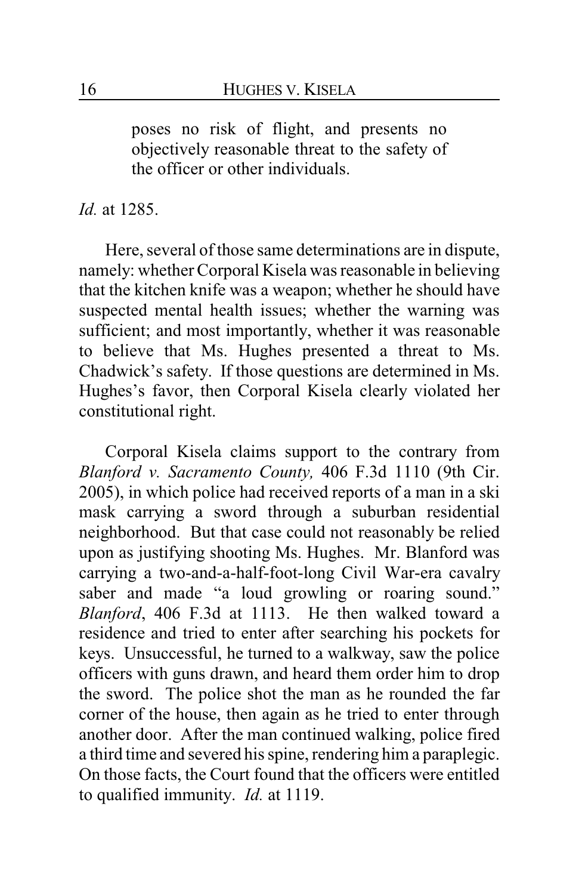> poses no risk of flight, and presents no objectively reasonable threat to the safety of the officer or other individuals.

*Id.* at 1285.

Here, several of those same determinations are in dispute, namely: whether Corporal Kisela was reasonable in believing that the kitchen knife was a weapon; whether he should have suspected mental health issues; whether the warning was sufficient; and most importantly, whether it was reasonable to believe that Ms. Hughes presented a threat to Ms. Chadwick's safety. If those questions are determined in Ms. Hughes's favor, then Corporal Kisela clearly violated her constitutional right.

Corporal Kisela claims support to the contrary from *Blanford v. Sacramento County,* 406 F.3d 1110 (9th Cir. 2005), in which police had received reports of a man in a ski mask carrying a sword through a suburban residential neighborhood. But that case could not reasonably be relied upon as justifying shooting Ms. Hughes. Mr. Blanford was carrying a two-and-a-half-foot-long Civil War-era cavalry saber and made "a loud growling or roaring sound." *Blanford*, 406 F.3d at 1113. He then walked toward a residence and tried to enter after searching his pockets for keys. Unsuccessful, he turned to a walkway, saw the police officers with guns drawn, and heard them order him to drop the sword. The police shot the man as he rounded the far corner of the house, then again as he tried to enter through another door. After the man continued walking, police fired a third time and severed his spine, rendering him a paraplegic. On those facts, the Court found that the officers were entitled to qualified immunity. *Id.* at 1119.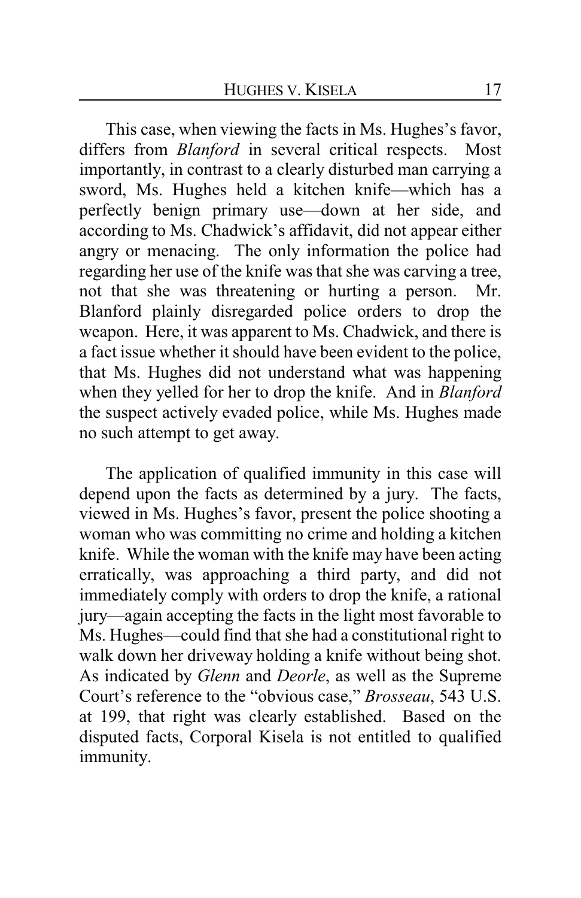This case, when viewing the facts in Ms. Hughes's favor, differs from *Blanford* in several critical respects. Most importantly, in contrast to a clearly disturbed man carrying a sword, Ms. Hughes held a kitchen knife—which has a perfectly benign primary use—down at her side, and according to Ms. Chadwick's affidavit, did not appear either angry or menacing. The only information the police had regarding her use of the knife was that she was carving a tree, not that she was threatening or hurting a person. Mr. Blanford plainly disregarded police orders to drop the weapon. Here, it was apparent to Ms. Chadwick, and there is a fact issue whether it should have been evident to the police, that Ms. Hughes did not understand what was happening when they yelled for her to drop the knife. And in *Blanford* the suspect actively evaded police, while Ms. Hughes made no such attempt to get away.

The application of qualified immunity in this case will depend upon the facts as determined by a jury. The facts, viewed in Ms. Hughes's favor, present the police shooting a woman who was committing no crime and holding a kitchen knife. While the woman with the knife may have been acting erratically, was approaching a third party, and did not immediately comply with orders to drop the knife, a rational jury—again accepting the facts in the light most favorable to Ms. Hughes—could find that she had a constitutional right to walk down her driveway holding a knife without being shot. As indicated by *Glenn* and *Deorle*, as well as the Supreme Court's reference to the "obvious case," *Brosseau*, 543 U.S. at 199, that right was clearly established. Based on the disputed facts, Corporal Kisela is not entitled to qualified immunity.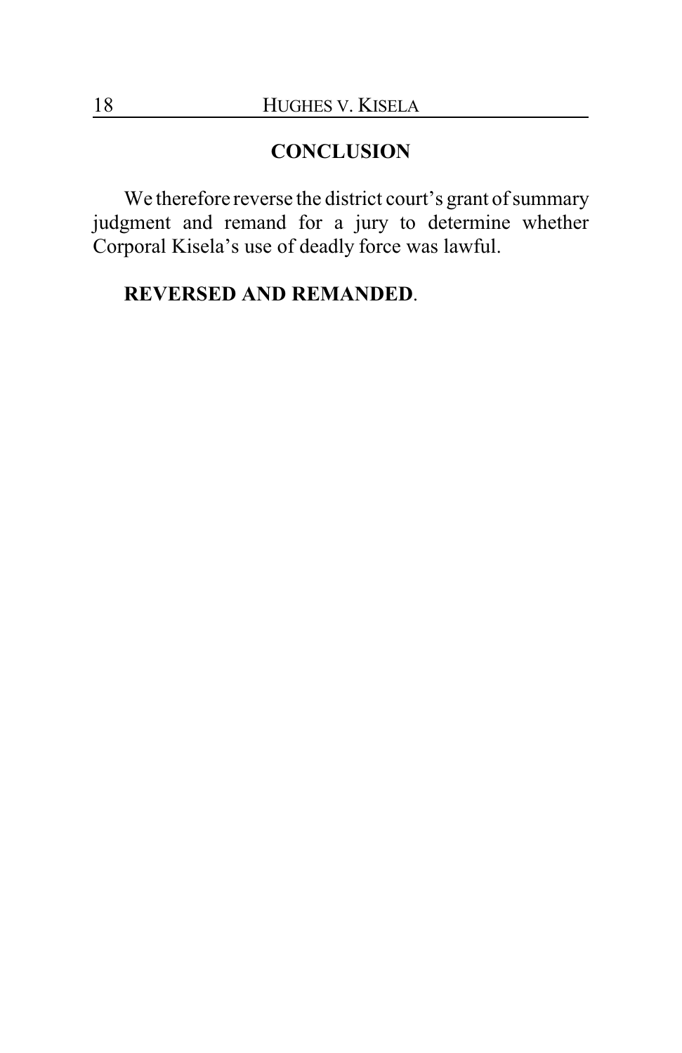## CONCLUSION

We therefore reverse the district court's grant of summary judgment and remand for a jury to determine whether Corporal Kisela's use of deadly force was lawful.

**REVERSED AND REMANDED**.